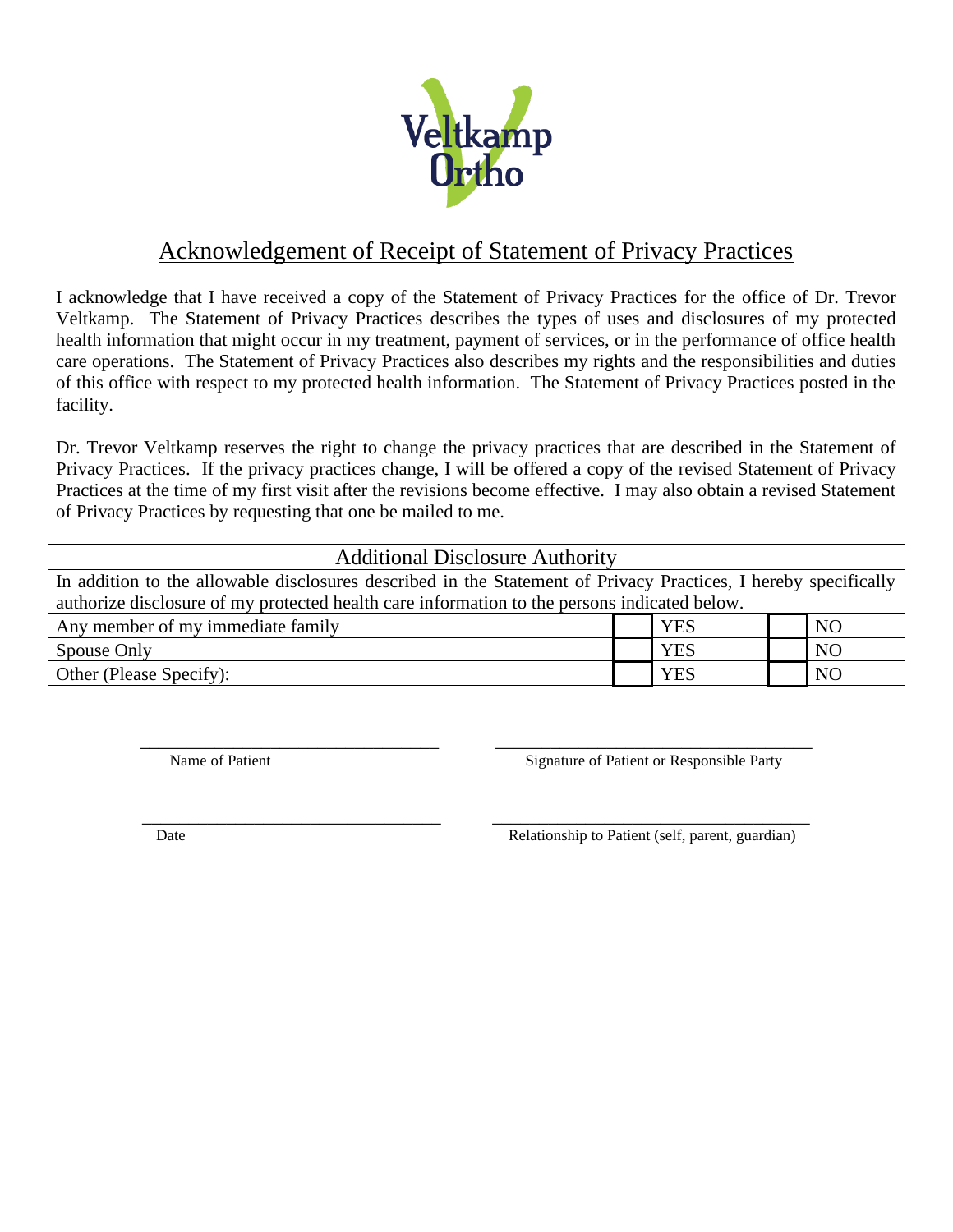Veltkamp Ortho

# Acknowledgement of Receipt of Statement of Privacy Practices

I acknowledge that I have received a copy of the Statement of Privacy Practices for the office of Dr. Trevor Veltkamp. The Statement of Privacy Practices describes the types of uses and disclosures of my protected health information that might occur in my treatment, payment of services, or in the performance of office health care operations. The Statement of Privacy Practices also describes my rights and the responsibilities and duties of this office with respect to my protected health information. The Statement of Privacy Practices posted in the facility.

Dr. Trevor Veltkamp reserves the right to change the privacy practices that are described in the Statement of Privacy Practices. If the privacy practices change, I will be offered a copy of the revised Statement of Privacy Practices at the time of my first visit after the revisions become effective. I may also obtain a revised Statement of Privacy Practices by requesting that one be mailed to me.

| Additional Disclosure Authority | | | | |
|---|---|---|---|---|
| In addition to the allowable disclosures described in the Statement of Privacy Practices, I hereby specifically authorize disclosure of my protected health care information to the persons indicated below. | | | | |
| Any member of my immediate family | | YES | | NO |
| Spouse Only | | YES | | NO |
| Other (Please Specify): | | YES | | NO |

_________________________________ Name of Patient

_________________________________ Signature of Patient or Responsible Party

_________________________________ Date

_________________________________ Relationship to Patient (self, parent, guardian)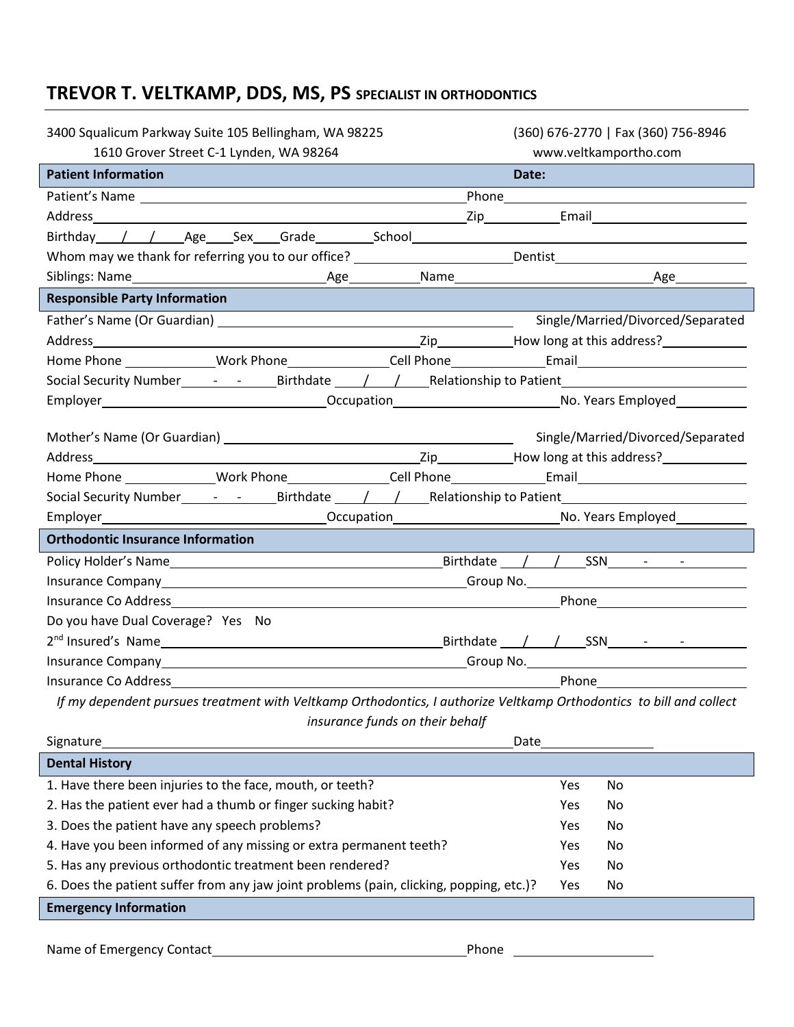# TREVOR T. VELTKAMP, DDS, MS, PS SPECIALIST IN ORTHODONTICS

3400 Squalicum Parkway Suite 105 Bellingham, WA 98225 | (360) 676-2770 | Fax (360) 756-8946
1610 Grover Street C-1 Lynden, WA 98264 | www.veltkamportho.com

## Patient Information Date:

Patient's Name ______________________ Phone ______________________

Address ______________________ Zip __________ Email ______________________

Birthday ___/___/___ Age ____ Sex ____ Grade ________ School ______________________

Whom may we thank for referring you to our office? ______________________ Dentist ______________________

Siblings: Name ______________________ Age __________ Name ______________________ Age __________

## Responsible Party Information

Father's Name (Or Guardian) ______________________ Single/Married/Divorced/Separated

Address ______________________ Zip __________ How long at this address? __________

Home Phone __________ Work Phone __________ Cell Phone __________ Email ______________________

Social Security Number ____-____-____ Birthdate ___/___/___ Relationship to Patient ______________________

Employer ______________________ Occupation ______________________ No. Years Employed __________

Mother's Name (Or Guardian) ______________________ Single/Married/Divorced/Separated

Address ______________________ Zip __________ How long at this address? __________

Home Phone __________ Work Phone __________ Cell Phone __________ Email ______________________

Social Security Number ____-____-____ Birthdate ___/___/___ Relationship to Patient ______________________

Employer ______________________ Occupation ______________________ No. Years Employed __________

## Orthodontic Insurance Information

Policy Holder's Name ______________________ Birthdate ___/___/___ SSN ____-____-____

Insurance Company ______________________ Group No. ______________________

Insurance Co Address ______________________ Phone ______________________

Do you have Dual Coverage? Yes No

2nd Insured's Name ______________________ Birthdate ___/___/___ SSN ____-____-____

Insurance Company ______________________ Group No. ______________________

Insurance Co Address ______________________ Phone ______________________

*If my dependent pursues treatment with Veltkamp Orthodontics, I authorize Veltkamp Orthodontics to bill and collect insurance funds on their behalf*

Signature ______________________ Date ______________

## Dental History

| | | |
|---|---|---|
| 1. Have there been injuries to the face, mouth, or teeth? | Yes | No |
| 2. Has the patient ever had a thumb or finger sucking habit? | Yes | No |
| 3. Does the patient have any speech problems? | Yes | No |
| 4. Have you been informed of any missing or extra permanent teeth? | Yes | No |
| 5. Has any previous orthodontic treatment been rendered? | Yes | No |
| 6. Does the patient suffer from any jaw joint problems (pain, clicking, popping, etc.)? | Yes | No |

## Emergency Information

Name of Emergency Contact ______________________ Phone ______________________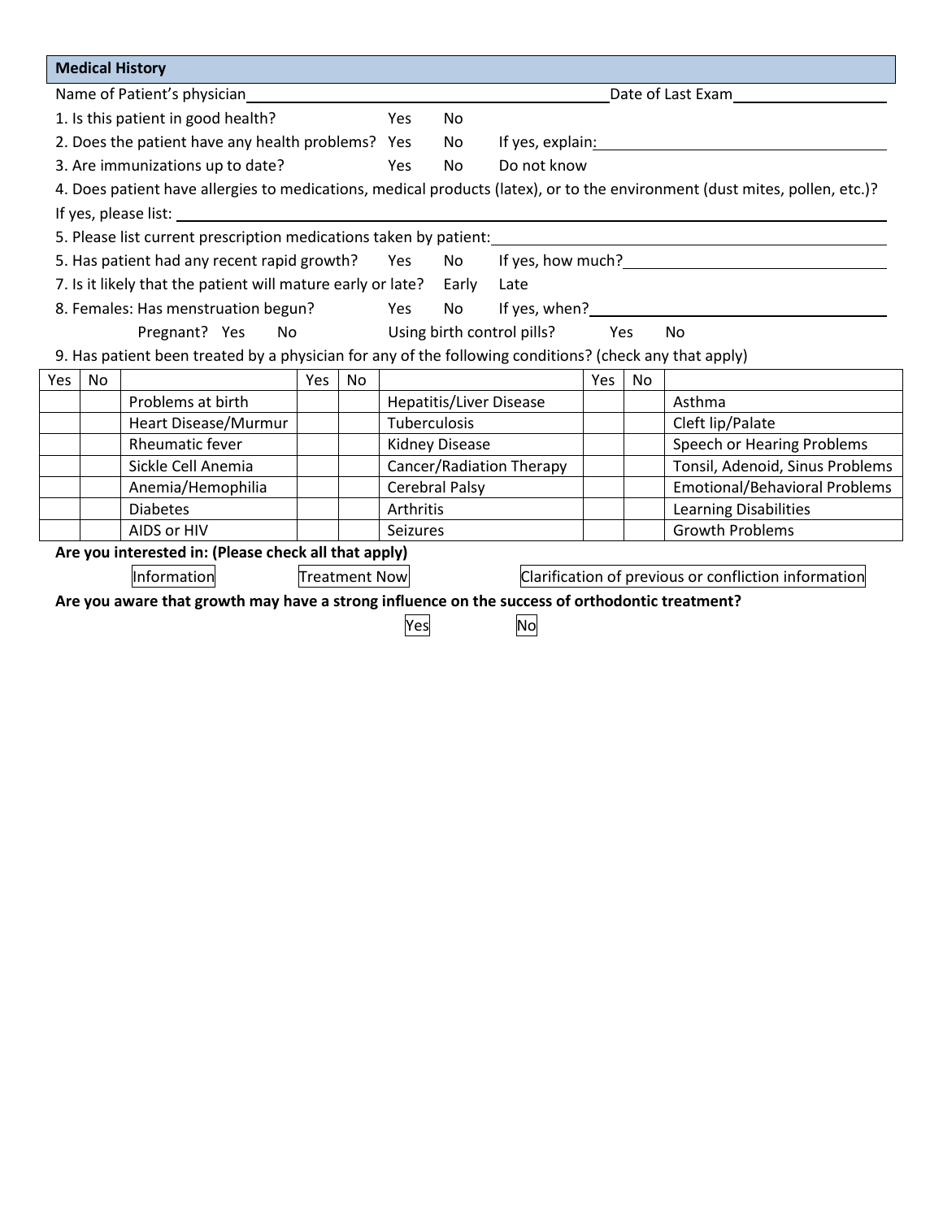## Medical History

Name of Patient's physician\_\_\_\_\_\_\_\_\_\_\_\_\_\_\_\_\_\_\_\_\_\_\_\_\_\_\_\_\_\_\_\_\_\_\_\_\_\_\_\_ Date of Last Exam\_\_\_\_\_\_\_\_\_\_\_\_\_\_\_\_\_\_

1. Is this patient in good health? Yes No
2. Does the patient have any health problems? Yes No If yes, explain:\_\_\_\_\_\_\_\_\_\_\_\_\_\_\_\_\_\_\_\_\_\_\_\_\_\_\_\_\_\_
3. Are immunizations up to date? Yes No Do not know
4. Does patient have allergies to medications, medical products (latex), or to the environment (dust mites, pollen, etc.)?

If yes, please list: \_\_\_\_\_\_\_\_\_\_\_\_\_\_\_\_\_\_\_\_\_\_\_\_\_\_\_\_\_\_\_\_\_\_\_\_\_\_\_\_\_\_\_\_\_\_\_\_\_\_\_\_\_\_\_\_\_\_\_\_\_\_\_\_\_\_\_\_\_\_

5. Please list current prescription medications taken by patient:\_\_\_\_\_\_\_\_\_\_\_\_\_\_\_\_\_\_\_\_\_\_\_\_\_\_\_\_\_\_\_\_\_\_\_\_\_\_\_\_

5. Has patient had any recent rapid growth? Yes No If yes, how much?\_\_\_\_\_\_\_\_\_\_\_\_\_\_\_\_\_\_\_\_\_\_\_\_\_\_\_\_

7. Is it likely that the patient will mature early or late? Early Late

8. Females: Has menstruation begun? Yes No If yes, when?\_\_\_\_\_\_\_\_\_\_\_\_\_\_\_\_\_\_\_\_\_\_\_\_\_\_\_\_\_\_\_\_

Pregnant? Yes No Using birth control pills? Yes No

9. Has patient been treated by a physician for any of the following conditions? (check any that apply)

| Yes | No | | Yes | No | | Yes | No | |
|---|---|---|---|---|---|---|---|---|
| | | Problems at birth | | | Hepatitis/Liver Disease | | | Asthma |
| | | Heart Disease/Murmur | | | Tuberculosis | | | Cleft lip/Palate |
| | | Rheumatic fever | | | Kidney Disease | | | Speech or Hearing Problems |
| | | Sickle Cell Anemia | | | Cancer/Radiation Therapy | | | Tonsil, Adenoid, Sinus Problems |
| | | Anemia/Hemophilia | | | Cerebral Palsy | | | Emotional/Behavioral Problems |
| | | Diabetes | | | Arthritis | | | Learning Disabilities |
| | | AIDS or HIV | | | Seizures | | | Growth Problems |

**Are you interested in: (Please check all that apply)**

Information Treatment Now Clarification of previous or confliction information

**Are you aware that growth may have a strong influence on the success of orthodontic treatment?**

Yes No